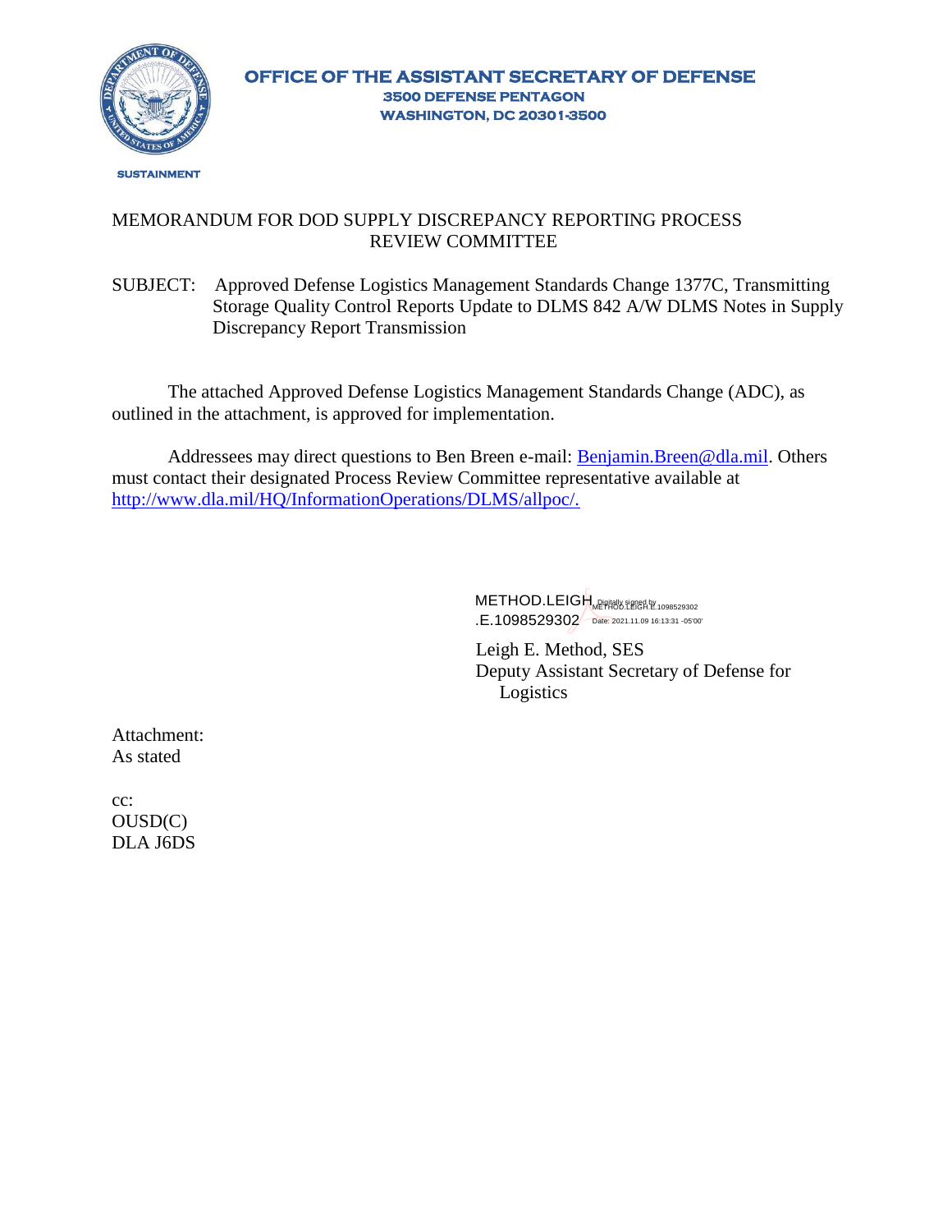**OFFICE OF THE ASSISTANT SECRETARY OF DEFENSE**
**3500 DEFENSE PENTAGON**
**WASHINGTON, DC 20301-3500**

**SUSTAINMENT**

MEMORANDUM FOR DOD SUPPLY DISCREPANCY REPORTING PROCESS REVIEW COMMITTEE

SUBJECT: Approved Defense Logistics Management Standards Change 1377C, Transmitting Storage Quality Control Reports Update to DLMS 842 A/W DLMS Notes in Supply Discrepancy Report Transmission

The attached Approved Defense Logistics Management Standards Change (ADC), as outlined in the attachment, is approved for implementation.

Addressees may direct questions to Ben Breen e-mail: Benjamin.Breen@dla.mil. Others must contact their designated Process Review Committee representative available at http://www.dla.mil/HQ/InformationOperations/DLMS/allpoc/.

METHOD.LEIGH.E.1098529302 Digitally signed by METHOD.LEIGH.E.1098529302 Date: 2021.11.09 16:13:31 -05'00'

Leigh E. Method, SES
Deputy Assistant Secretary of Defense for Logistics

Attachment:
As stated

cc:
OUSD(C)
DLA J6DS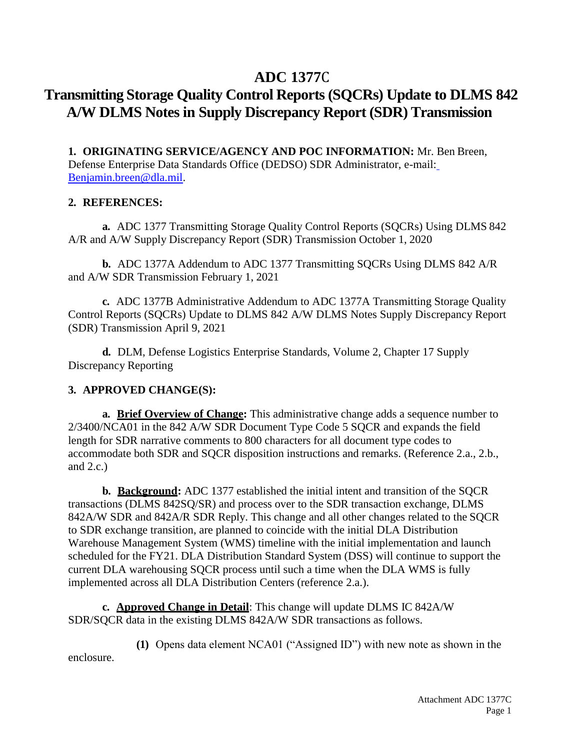# ADC 1377C

# Transmitting Storage Quality Control Reports (SQCRs) Update to DLMS 842 A/W DLMS Notes in Supply Discrepancy Report (SDR) Transmission

**1. ORIGINATING SERVICE/AGENCY AND POC INFORMATION:** Mr. Ben Breen, Defense Enterprise Data Standards Office (DEDSO) SDR Administrator, e-mail: Benjamin.breen@dla.mil.

**2. REFERENCES:**

**a.** ADC 1377 Transmitting Storage Quality Control Reports (SQCRs) Using DLMS 842 A/R and A/W Supply Discrepancy Report (SDR) Transmission October 1, 2020

**b.** ADC 1377A Addendum to ADC 1377 Transmitting SQCRs Using DLMS 842 A/R and A/W SDR Transmission February 1, 2021

**c.** ADC 1377B Administrative Addendum to ADC 1377A Transmitting Storage Quality Control Reports (SQCRs) Update to DLMS 842 A/W DLMS Notes Supply Discrepancy Report (SDR) Transmission April 9, 2021

**d.** DLM, Defense Logistics Enterprise Standards, Volume 2, Chapter 17 Supply Discrepancy Reporting

**3. APPROVED CHANGE(S):**

**a. Brief Overview of Change:** This administrative change adds a sequence number to 2/3400/NCA01 in the 842 A/W SDR Document Type Code 5 SQCR and expands the field length for SDR narrative comments to 800 characters for all document type codes to accommodate both SDR and SQCR disposition instructions and remarks. (Reference 2.a., 2.b., and 2.c.)

**b. Background:** ADC 1377 established the initial intent and transition of the SQCR transactions (DLMS 842SQ/SR) and process over to the SDR transaction exchange, DLMS 842A/W SDR and 842A/R SDR Reply. This change and all other changes related to the SQCR to SDR exchange transition, are planned to coincide with the initial DLA Distribution Warehouse Management System (WMS) timeline with the initial implementation and launch scheduled for the FY21. DLA Distribution Standard System (DSS) will continue to support the current DLA warehousing SQCR process until such a time when the DLA WMS is fully implemented across all DLA Distribution Centers (reference 2.a.).

**c. Approved Change in Detail**: This change will update DLMS IC 842A/W SDR/SQCR data in the existing DLMS 842A/W SDR transactions as follows.

**(1)** Opens data element NCA01 ("Assigned ID") with new note as shown in the enclosure.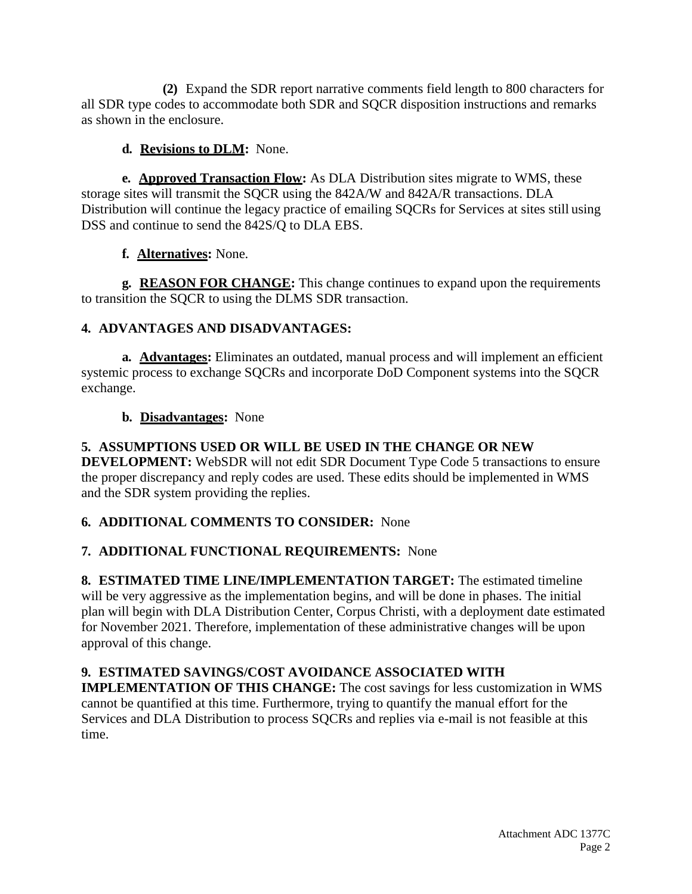(2) Expand the SDR report narrative comments field length to 800 characters for all SDR type codes to accommodate both SDR and SQCR disposition instructions and remarks as shown in the enclosure.

**d. Revisions to DLM:** None.

**e. Approved Transaction Flow:** As DLA Distribution sites migrate to WMS, these storage sites will transmit the SQCR using the 842A/W and 842A/R transactions. DLA Distribution will continue the legacy practice of emailing SQCRs for Services at sites still using DSS and continue to send the 842S/Q to DLA EBS.

**f. Alternatives:** None.

**g. REASON FOR CHANGE:** This change continues to expand upon the requirements to transition the SQCR to using the DLMS SDR transaction.

**4. ADVANTAGES AND DISADVANTAGES:**

**a. Advantages:** Eliminates an outdated, manual process and will implement an efficient systemic process to exchange SQCRs and incorporate DoD Component systems into the SQCR exchange.

**b. Disadvantages:** None

**5. ASSUMPTIONS USED OR WILL BE USED IN THE CHANGE OR NEW DEVELOPMENT:** WebSDR will not edit SDR Document Type Code 5 transactions to ensure the proper discrepancy and reply codes are used. These edits should be implemented in WMS and the SDR system providing the replies.

**6. ADDITIONAL COMMENTS TO CONSIDER:** None

**7. ADDITIONAL FUNCTIONAL REQUIREMENTS:** None

**8. ESTIMATED TIME LINE/IMPLEMENTATION TARGET:** The estimated timeline will be very aggressive as the implementation begins, and will be done in phases. The initial plan will begin with DLA Distribution Center, Corpus Christi, with a deployment date estimated for November 2021. Therefore, implementation of these administrative changes will be upon approval of this change.

**9. ESTIMATED SAVINGS/COST AVOIDANCE ASSOCIATED WITH IMPLEMENTATION OF THIS CHANGE:** The cost savings for less customization in WMS cannot be quantified at this time. Furthermore, trying to quantify the manual effort for the Services and DLA Distribution to process SQCRs and replies via e-mail is not feasible at this time.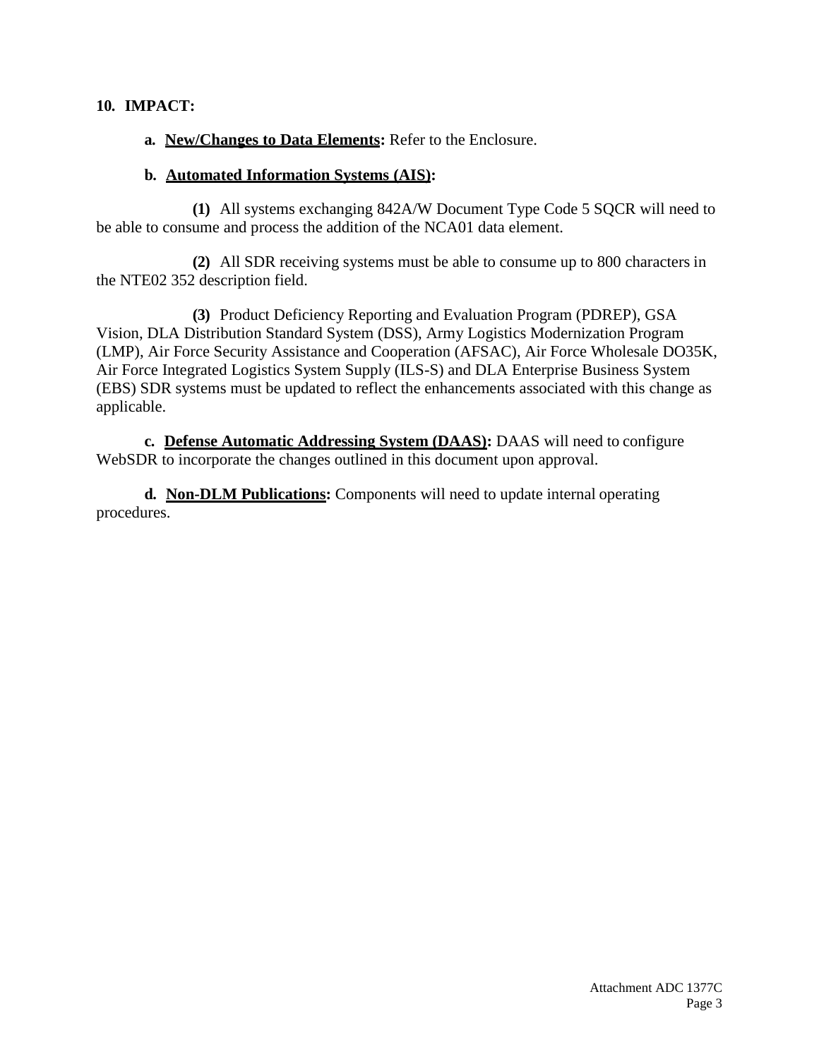**10. IMPACT:**

**a. New/Changes to Data Elements:** Refer to the Enclosure.

**b. Automated Information Systems (AIS):**

**(1)** All systems exchanging 842A/W Document Type Code 5 SQCR will need to be able to consume and process the addition of the NCA01 data element.

**(2)** All SDR receiving systems must be able to consume up to 800 characters in the NTE02 352 description field.

**(3)** Product Deficiency Reporting and Evaluation Program (PDREP), GSA Vision, DLA Distribution Standard System (DSS), Army Logistics Modernization Program (LMP), Air Force Security Assistance and Cooperation (AFSAC), Air Force Wholesale DO35K, Air Force Integrated Logistics System Supply (ILS-S) and DLA Enterprise Business System (EBS) SDR systems must be updated to reflect the enhancements associated with this change as applicable.

**c. Defense Automatic Addressing System (DAAS):** DAAS will need to configure WebSDR to incorporate the changes outlined in this document upon approval.

**d. Non-DLM Publications:** Components will need to update internal operating procedures.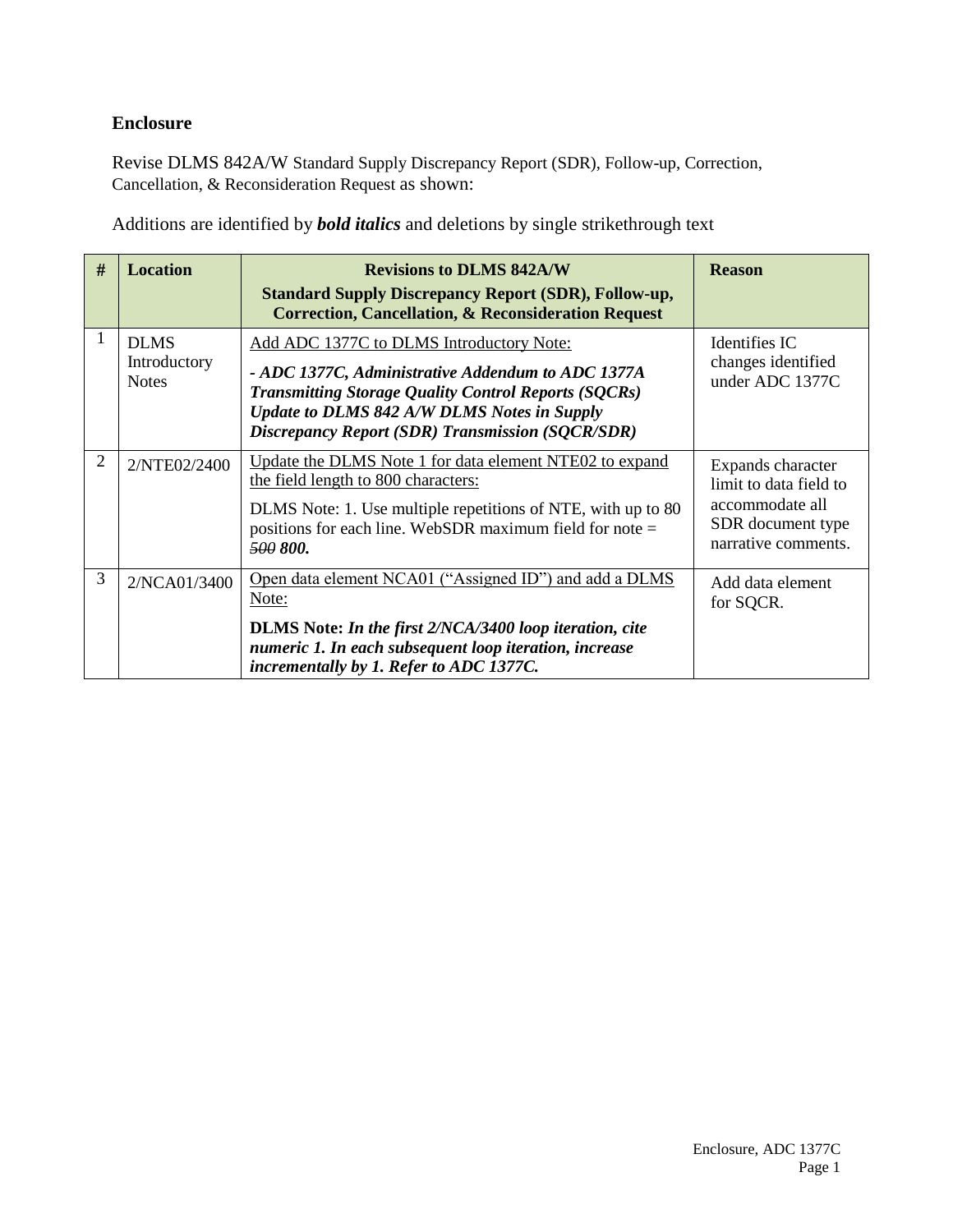**Enclosure**

Revise DLMS 842A/W Standard Supply Discrepancy Report (SDR), Follow-up, Correction, Cancellation, & Reconsideration Request as shown:

Additions are identified by ***bold italics*** and deletions by single strikethrough text

| # | Location | Revisions to DLMS 842A/W<br>Standard Supply Discrepancy Report (SDR), Follow-up, Correction, Cancellation, & Reconsideration Request | Reason |
|---|---|---|---|
| 1 | DLMS Introductory Notes | <u>Add ADC 1377C to DLMS Introductory Note:</u><br>***- ADC 1377C, Administrative Addendum to ADC 1377A Transmitting Storage Quality Control Reports (SQCRs) Update to DLMS 842 A/W DLMS Notes in Supply Discrepancy Report (SDR) Transmission (SQCR/SDR)*** | Identifies IC changes identified under ADC 1377C |
| 2 | 2/NTE02/2400 | <u>Update the DLMS Note 1 for data element NTE02 to expand the field length to 800 characters:</u><br>DLMS Note: 1. Use multiple repetitions of NTE, with up to 80 positions for each line. WebSDR maximum field for note = ~~500~~ ***800.*** | Expands character limit to data field to accommodate all SDR document type narrative comments. |
| 3 | 2/NCA01/3400 | <u>Open data element NCA01 ("Assigned ID") and add a DLMS Note:</u><br>**DLMS Note:** ***In the first 2/NCA/3400 loop iteration, cite numeric 1. In each subsequent loop iteration, increase incrementally by 1. Refer to ADC 1377C.*** | Add data element for SQCR. |